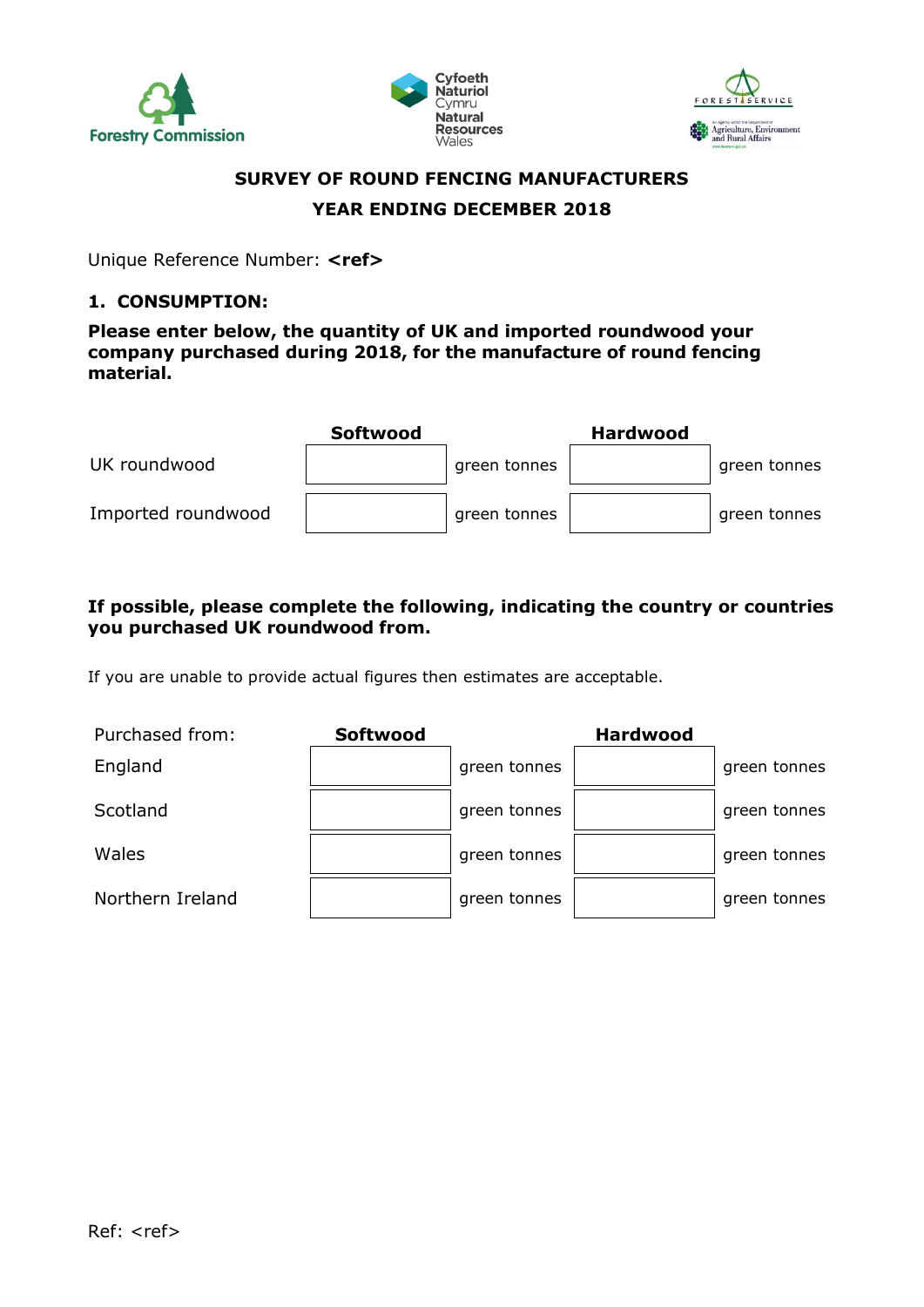# SURVEY OF ROUND FENCING MANUFACTURERS

## YEAR ENDING DECEMBER 2018

Unique Reference Number: **<ref>**

### 1. CONSUMPTION:

**Please enter below, the quantity of UK and imported roundwood your company purchased during 2018, for the manufacture of round fencing material.**

| | Softwood | | Hardwood | |
|---|---|---|---|---|
| UK roundwood | | green tonnes | | green tonnes |
| Imported roundwood | | green tonnes | | green tonnes |

**If possible, please complete the following, indicating the country or countries you purchased UK roundwood from.**

If you are unable to provide actual figures then estimates are acceptable.

| Purchased from: | Softwood | | Hardwood | |
|---|---|---|---|---|
| England | | green tonnes | | green tonnes |
| Scotland | | green tonnes | | green tonnes |
| Wales | | green tonnes | | green tonnes |
| Northern Ireland | | green tonnes | | green tonnes |

Ref: <ref>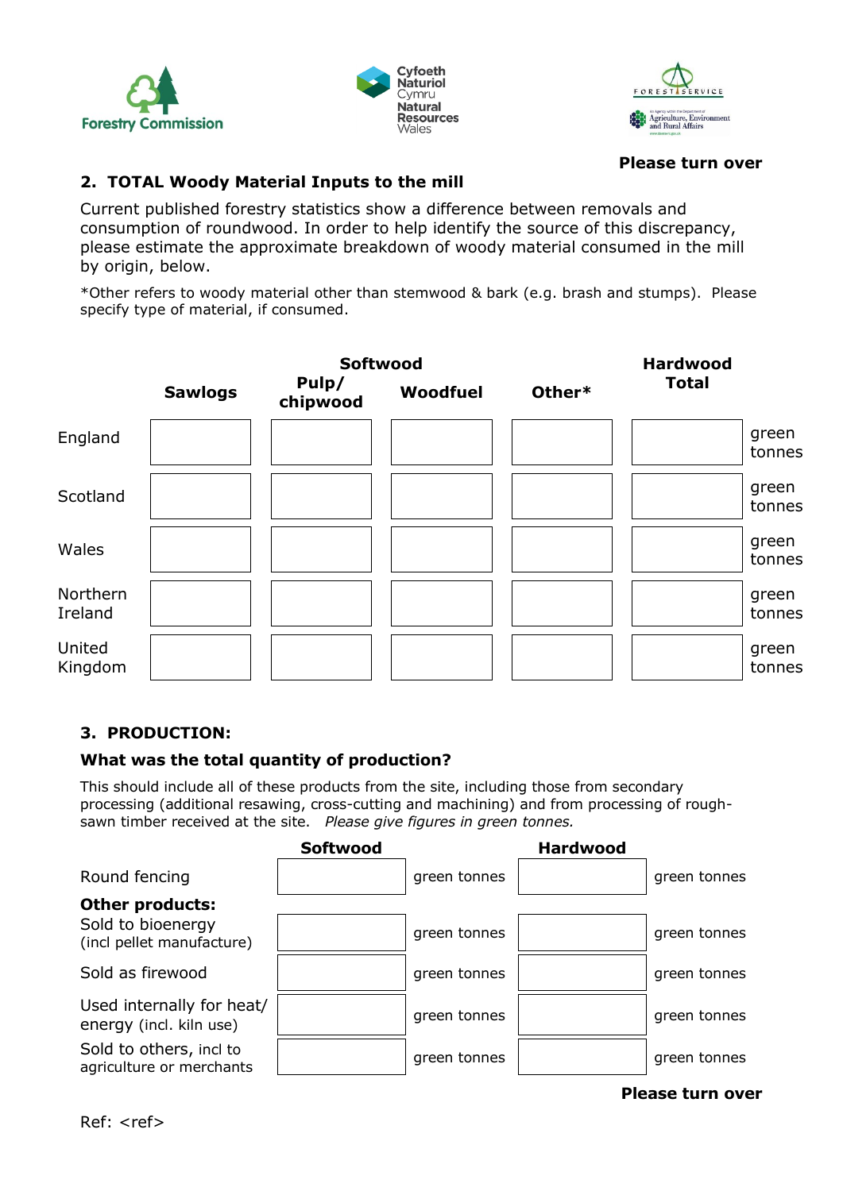Please turn over

## 2. TOTAL Woody Material Inputs to the mill

Current published forestry statistics show a difference between removals and consumption of roundwood. In order to help identify the source of this discrepancy, please estimate the approximate breakdown of woody material consumed in the mill by origin, below.

*Other refers to woody material other than stemwood & bark (e.g. brash and stumps). Please specify type of material, if consumed.

| | Softwood | | | | Hardwood | |
|---|---|---|---|---|---|---|
| | **Sawlogs** | **Pulp/ chipwood** | **Woodfuel** | **Other*** | **Total** | |
| England | | | | | | green tonnes |
| Scotland | | | | | | green tonnes |
| Wales | | | | | | green tonnes |
| Northern Ireland | | | | | | green tonnes |
| United Kingdom | | | | | | green tonnes |

## 3. PRODUCTION:

**What was the total quantity of production?**

This should include all of these products from the site, including those from secondary processing (additional resawing, cross-cutting and machining) and from processing of rough-sawn timber received at the site. *Please give figures in green tonnes.*

| | **Softwood** | | **Hardwood** | |
|---|---|---|---|---|
| Round fencing | | green tonnes | | green tonnes |
| **Other products:** | | | | |
| Sold to bioenergy (incl pellet manufacture) | | green tonnes | | green tonnes |
| Sold as firewood | | green tonnes | | green tonnes |
| Used internally for heat/ energy (incl. kiln use) | | green tonnes | | green tonnes |
| Sold to others, incl to agriculture or merchants | | green tonnes | | green tonnes |

Please turn over

Ref: <ref>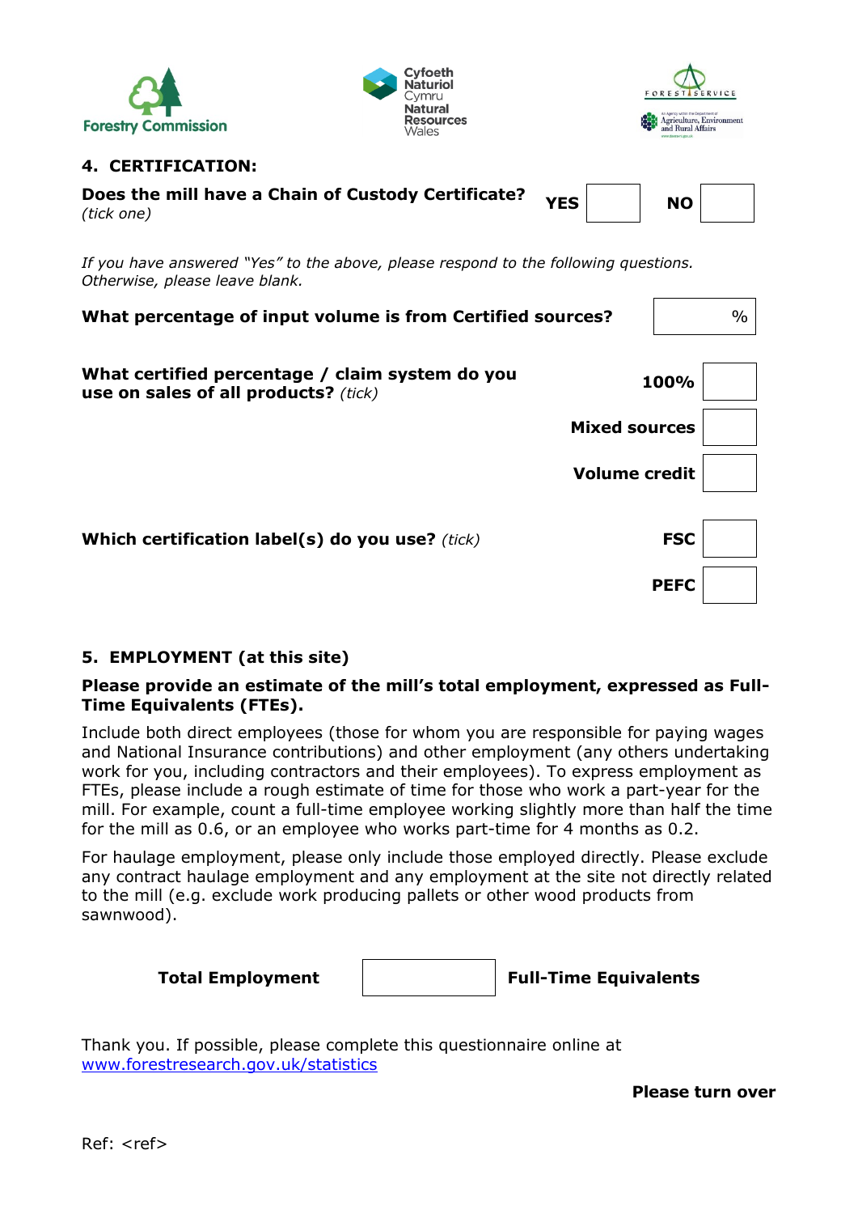Forestry Commission

Cyfoeth Naturiol Cymru
Natural Resources Wales

FOREST SERVICE
An Agency within the Department of Agriculture, Environment and Rural Affairs

## 4. CERTIFICATION:

**Does the mill have a Chain of Custody Certificate?** *(tick one)* **YES** ☐ **NO** ☐

*If you have answered "Yes" to the above, please respond to the following questions. Otherwise, please leave blank.*

**What percentage of input volume is from Certified sources?** ☐ %

**What certified percentage / claim system do you use on sales of all products?** *(tick)*

- **100%** ☐
- **Mixed sources** ☐
- **Volume credit** ☐

**Which certification label(s) do you use?** *(tick)*

- **FSC** ☐
- **PEFC** ☐

## 5. EMPLOYMENT (at this site)

**Please provide an estimate of the mill's total employment, expressed as Full-Time Equivalents (FTEs).**

Include both direct employees (those for whom you are responsible for paying wages and National Insurance contributions) and other employment (any others undertaking work for you, including contractors and their employees). To express employment as FTEs, please include a rough estimate of time for those who work a part-year for the mill. For example, count a full-time employee working slightly more than half the time for the mill as 0.6, or an employee who works part-time for 4 months as 0.2.

For haulage employment, please only include those employed directly. Please exclude any contract haulage employment and any employment at the site not directly related to the mill (e.g. exclude work producing pallets or other wood products from sawnwood).

**Total Employment** ☐ **Full-Time Equivalents**

Thank you. If possible, please complete this questionnaire online at www.forestresearch.gov.uk/statistics

**Please turn over**

Ref: <ref>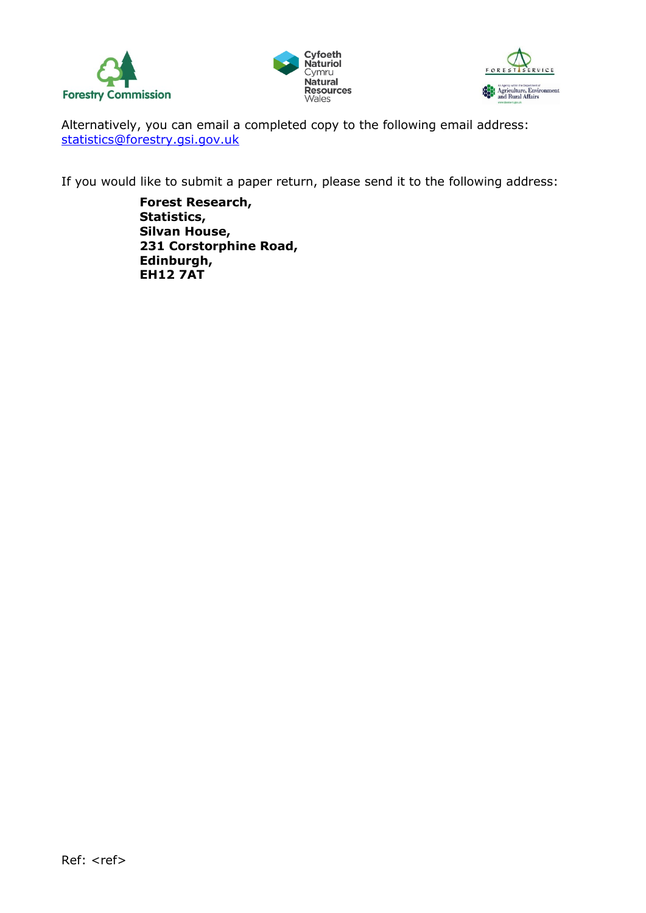Alternatively, you can email a completed copy to the following email address: statistics@forestry.gsi.gov.uk

If you would like to submit a paper return, please send it to the following address:

**Forest Research,**
**Statistics,**
**Silvan House,**
**231 Corstorphine Road,**
**Edinburgh,**
**EH12 7AT**

Ref: <ref>